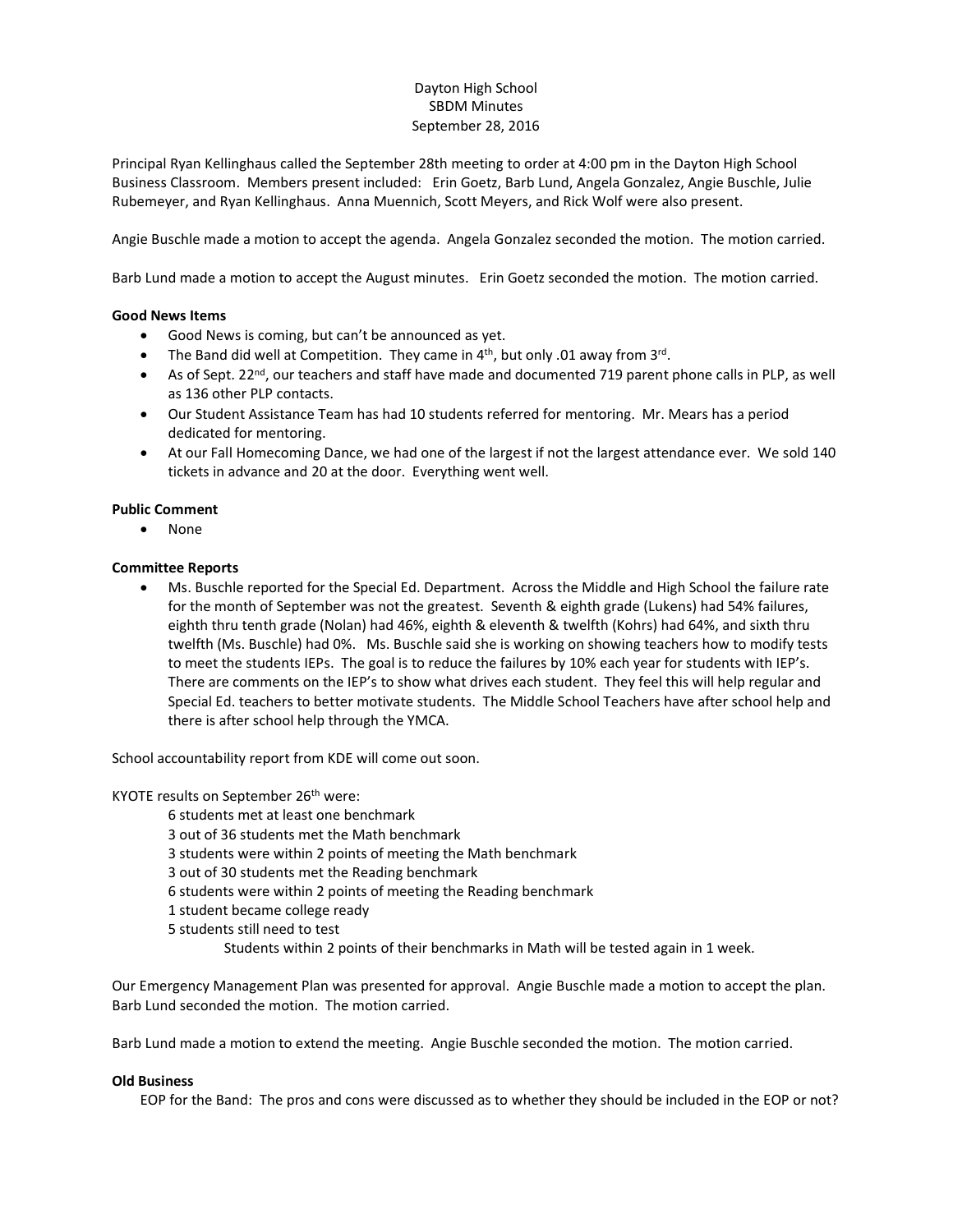Dayton High School
SBDM Minutes
September 28, 2016

Principal Ryan Kellinghaus called the September 28th meeting to order at 4:00 pm in the Dayton High School Business Classroom. Members present included: Erin Goetz, Barb Lund, Angela Gonzalez, Angie Buschle, Julie Rubemeyer, and Ryan Kellinghaus. Anna Muennich, Scott Meyers, and Rick Wolf were also present.

Angie Buschle made a motion to accept the agenda. Angela Gonzalez seconded the motion. The motion carried.

Barb Lund made a motion to accept the August minutes. Erin Goetz seconded the motion. The motion carried.

**Good News Items**

- Good News is coming, but can't be announced as yet.
- The Band did well at Competition. They came in 4th, but only .01 away from 3rd.
- As of Sept. 22nd, our teachers and staff have made and documented 719 parent phone calls in PLP, as well as 136 other PLP contacts.
- Our Student Assistance Team has had 10 students referred for mentoring. Mr. Mears has a period dedicated for mentoring.
- At our Fall Homecoming Dance, we had one of the largest if not the largest attendance ever. We sold 140 tickets in advance and 20 at the door. Everything went well.

**Public Comment**

- None

**Committee Reports**

- Ms. Buschle reported for the Special Ed. Department. Across the Middle and High School the failure rate for the month of September was not the greatest. Seventh & eighth grade (Lukens) had 54% failures, eighth thru tenth grade (Nolan) had 46%, eighth & eleventh & twelfth (Kohrs) had 64%, and sixth thru twelfth (Ms. Buschle) had 0%. Ms. Buschle said she is working on showing teachers how to modify tests to meet the students IEPs. The goal is to reduce the failures by 10% each year for students with IEP's. There are comments on the IEP's to show what drives each student. They feel this will help regular and Special Ed. teachers to better motivate students. The Middle School Teachers have after school help and there is after school help through the YMCA.

School accountability report from KDE will come out soon.

KYOTE results on September 26th were:

6 students met at least one benchmark
3 out of 36 students met the Math benchmark
3 students were within 2 points of meeting the Math benchmark
3 out of 30 students met the Reading benchmark
6 students were within 2 points of meeting the Reading benchmark
1 student became college ready
5 students still need to test

Students within 2 points of their benchmarks in Math will be tested again in 1 week.

Our Emergency Management Plan was presented for approval. Angie Buschle made a motion to accept the plan. Barb Lund seconded the motion. The motion carried.

Barb Lund made a motion to extend the meeting. Angie Buschle seconded the motion. The motion carried.

**Old Business**

EOP for the Band: The pros and cons were discussed as to whether they should be included in the EOP or not?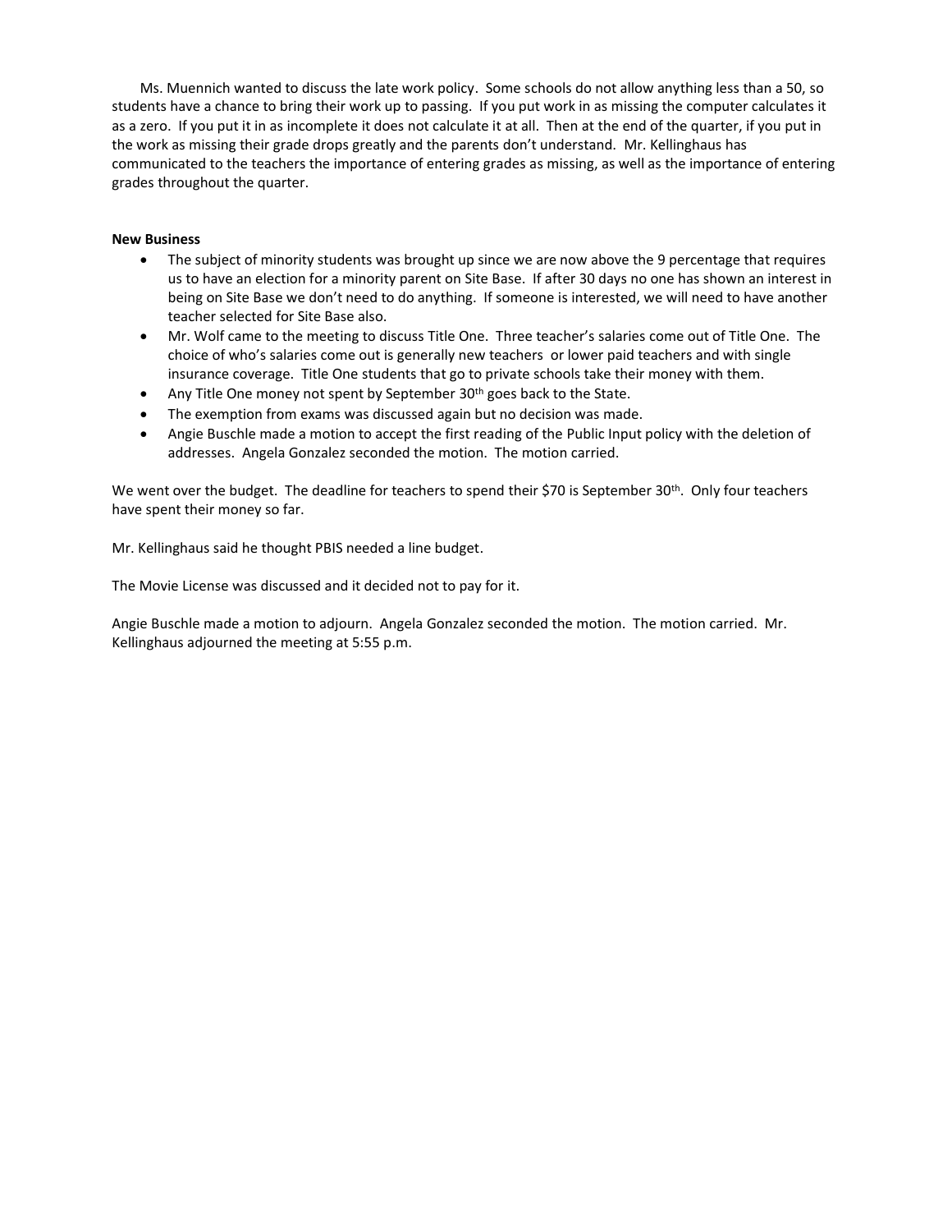Ms. Muennich wanted to discuss the late work policy. Some schools do not allow anything less than a 50, so students have a chance to bring their work up to passing. If you put work in as missing the computer calculates it as a zero. If you put it in as incomplete it does not calculate it at all. Then at the end of the quarter, if you put in the work as missing their grade drops greatly and the parents don't understand. Mr. Kellinghaus has communicated to the teachers the importance of entering grades as missing, as well as the importance of entering grades throughout the quarter.

**New Business**

- The subject of minority students was brought up since we are now above the 9 percentage that requires us to have an election for a minority parent on Site Base. If after 30 days no one has shown an interest in being on Site Base we don't need to do anything. If someone is interested, we will need to have another teacher selected for Site Base also.
- Mr. Wolf came to the meeting to discuss Title One. Three teacher's salaries come out of Title One. The choice of who's salaries come out is generally new teachers or lower paid teachers and with single insurance coverage. Title One students that go to private schools take their money with them.
- Any Title One money not spent by September 30th goes back to the State.
- The exemption from exams was discussed again but no decision was made.
- Angie Buschle made a motion to accept the first reading of the Public Input policy with the deletion of addresses. Angela Gonzalez seconded the motion. The motion carried.

We went over the budget. The deadline for teachers to spend their $70 is September 30th. Only four teachers have spent their money so far.

Mr. Kellinghaus said he thought PBIS needed a line budget.

The Movie License was discussed and it decided not to pay for it.

Angie Buschle made a motion to adjourn. Angela Gonzalez seconded the motion. The motion carried. Mr. Kellinghaus adjourned the meeting at 5:55 p.m.